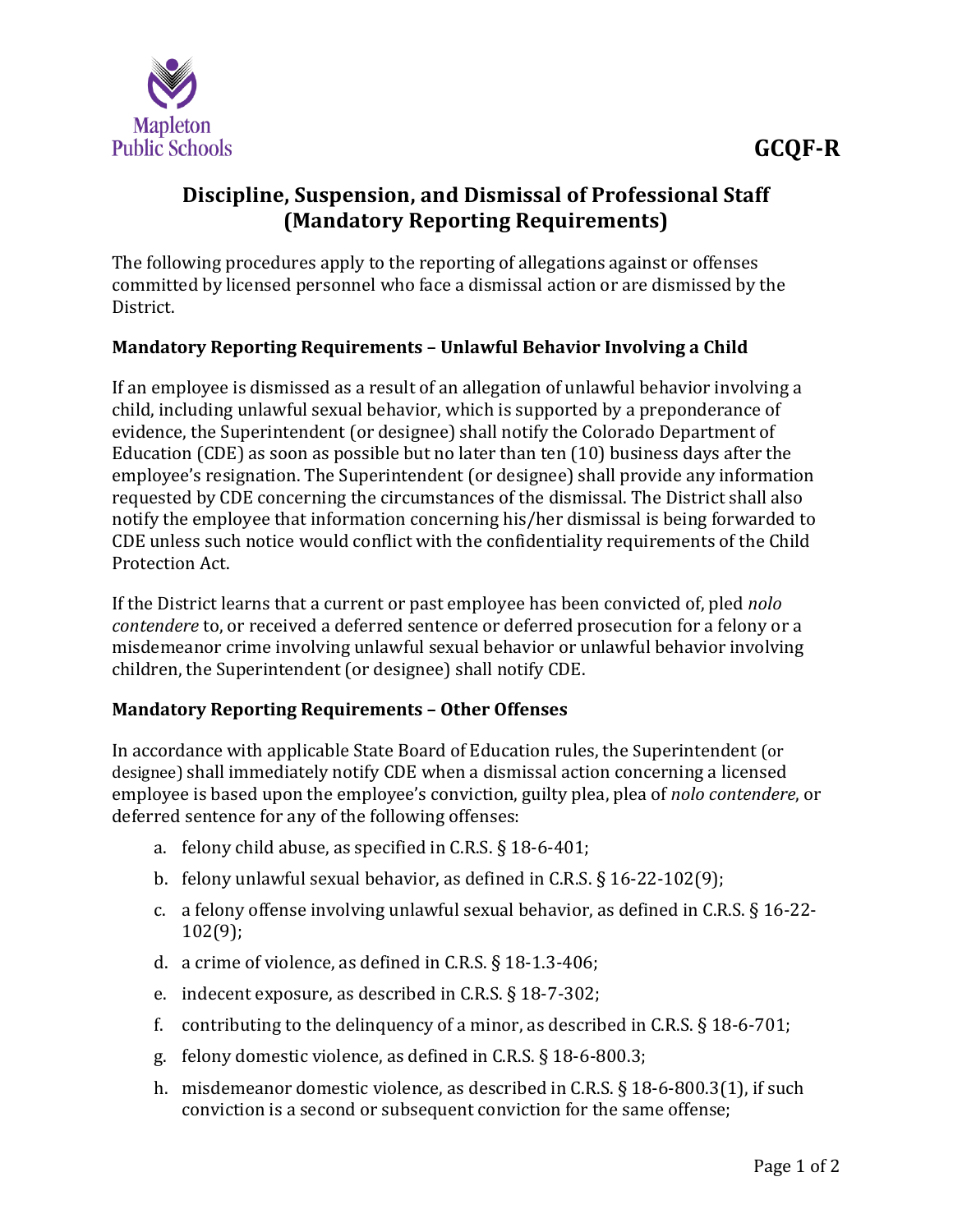Mapleton Public Schools

**GCQF-R**

# Discipline, Suspension, and Dismissal of Professional Staff (Mandatory Reporting Requirements)

The following procedures apply to the reporting of allegations against or offenses committed by licensed personnel who face a dismissal action or are dismissed by the District.

## Mandatory Reporting Requirements – Unlawful Behavior Involving a Child

If an employee is dismissed as a result of an allegation of unlawful behavior involving a child, including unlawful sexual behavior, which is supported by a preponderance of evidence, the Superintendent (or designee) shall notify the Colorado Department of Education (CDE) as soon as possible but no later than ten (10) business days after the employee's resignation. The Superintendent (or designee) shall provide any information requested by CDE concerning the circumstances of the dismissal. The District shall also notify the employee that information concerning his/her dismissal is being forwarded to CDE unless such notice would conflict with the confidentiality requirements of the Child Protection Act.

If the District learns that a current or past employee has been convicted of, pled *nolo contendere* to, or received a deferred sentence or deferred prosecution for a felony or a misdemeanor crime involving unlawful sexual behavior or unlawful behavior involving children, the Superintendent (or designee) shall notify CDE.

## Mandatory Reporting Requirements – Other Offenses

In accordance with applicable State Board of Education rules, the Superintendent (or designee) shall immediately notify CDE when a dismissal action concerning a licensed employee is based upon the employee's conviction, guilty plea, plea of *nolo contendere*, or deferred sentence for any of the following offenses:

a. felony child abuse, as specified in C.R.S. § 18-6-401;
b. felony unlawful sexual behavior, as defined in C.R.S. § 16-22-102(9);
c. a felony offense involving unlawful sexual behavior, as defined in C.R.S. § 16-22-102(9);
d. a crime of violence, as defined in C.R.S. § 18-1.3-406;
e. indecent exposure, as described in C.R.S. § 18-7-302;
f. contributing to the delinquency of a minor, as described in C.R.S. § 18-6-701;
g. felony domestic violence, as defined in C.R.S. § 18-6-800.3;
h. misdemeanor domestic violence, as described in C.R.S. § 18-6-800.3(1), if such conviction is a second or subsequent conviction for the same offense;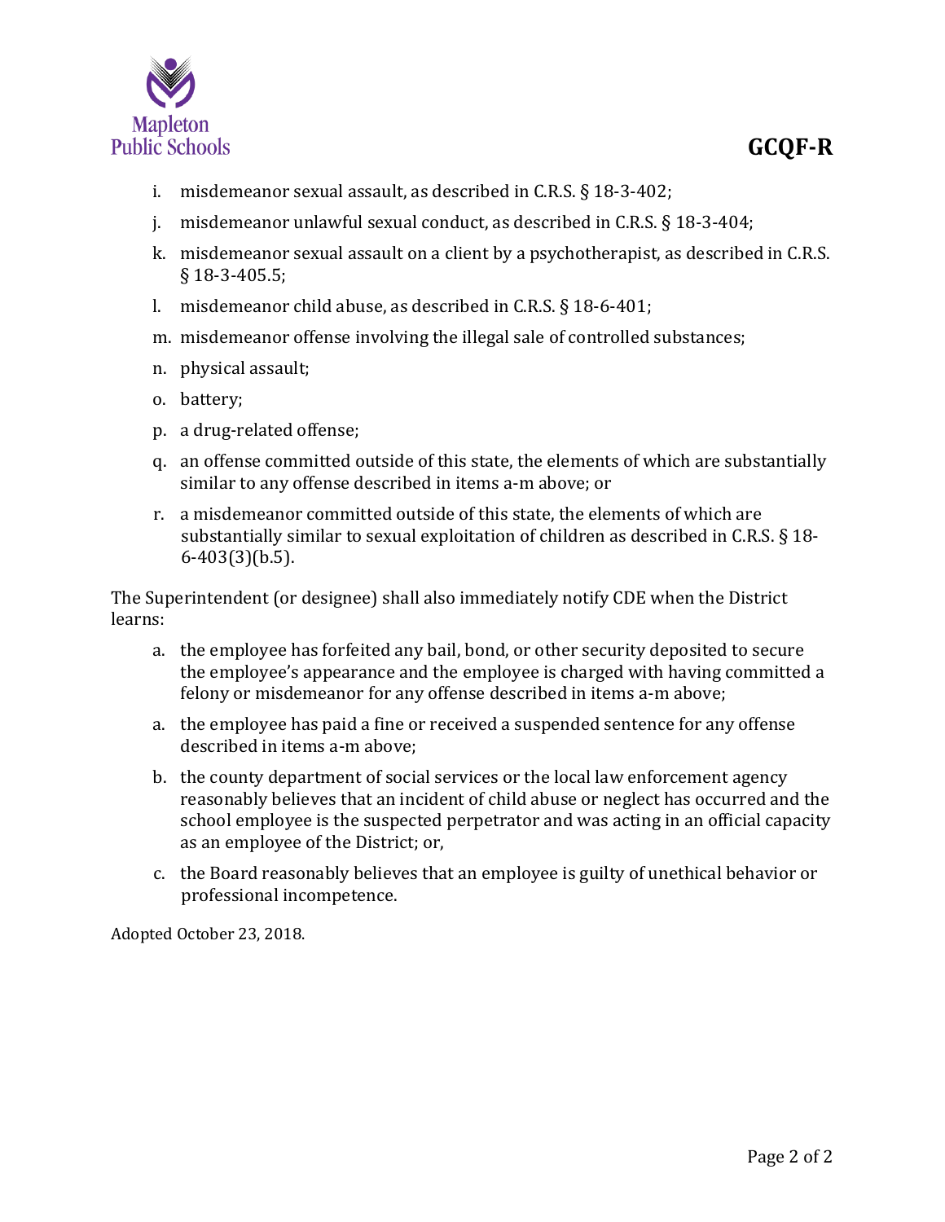i. misdemeanor sexual assault, as described in C.R.S. § 18-3-402;

j. misdemeanor unlawful sexual conduct, as described in C.R.S. § 18-3-404;

k. misdemeanor sexual assault on a client by a psychotherapist, as described in C.R.S. § 18-3-405.5;

l. misdemeanor child abuse, as described in C.R.S. § 18-6-401;

m. misdemeanor offense involving the illegal sale of controlled substances;

n. physical assault;

o. battery;

p. a drug-related offense;

q. an offense committed outside of this state, the elements of which are substantially similar to any offense described in items a-m above; or

r. a misdemeanor committed outside of this state, the elements of which are substantially similar to sexual exploitation of children as described in C.R.S. § 18-6-403(3)(b.5).

The Superintendent (or designee) shall also immediately notify CDE when the District learns:

a. the employee has forfeited any bail, bond, or other security deposited to secure the employee's appearance and the employee is charged with having committed a felony or misdemeanor for any offense described in items a-m above;

a. the employee has paid a fine or received a suspended sentence for any offense described in items a-m above;

b. the county department of social services or the local law enforcement agency reasonably believes that an incident of child abuse or neglect has occurred and the school employee is the suspected perpetrator and was acting in an official capacity as an employee of the District; or,

c. the Board reasonably believes that an employee is guilty of unethical behavior or professional incompetence.

Adopted October 23, 2018.